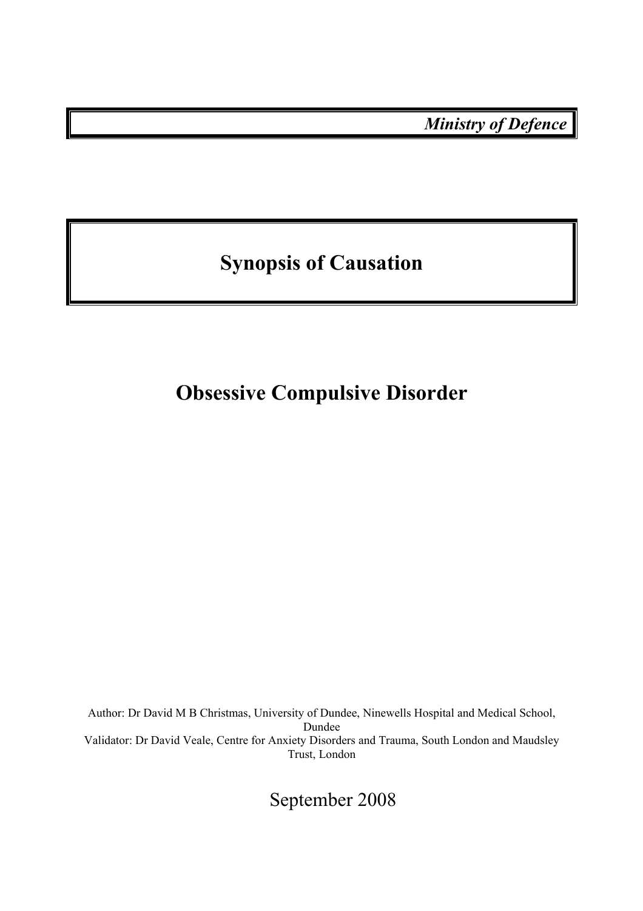*Ministry of Defence*

# Synopsis of Causation

# Obsessive Compulsive Disorder

Author: Dr David M B Christmas, University of Dundee, Ninewells Hospital and Medical School, Dundee
Validator: Dr David Veale, Centre for Anxiety Disorders and Trauma, South London and Maudsley Trust, London

September 2008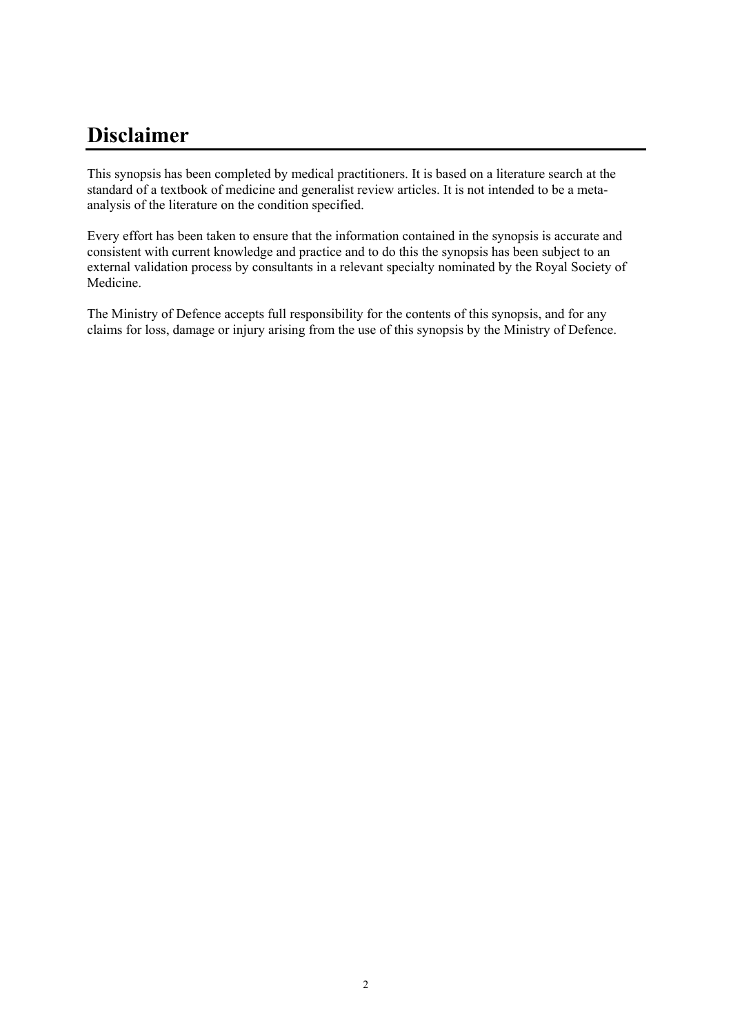# Disclaimer

This synopsis has been completed by medical practitioners. It is based on a literature search at the standard of a textbook of medicine and generalist review articles. It is not intended to be a meta-analysis of the literature on the condition specified.

Every effort has been taken to ensure that the information contained in the synopsis is accurate and consistent with current knowledge and practice and to do this the synopsis has been subject to an external validation process by consultants in a relevant specialty nominated by the Royal Society of Medicine.

The Ministry of Defence accepts full responsibility for the contents of this synopsis, and for any claims for loss, damage or injury arising from the use of this synopsis by the Ministry of Defence.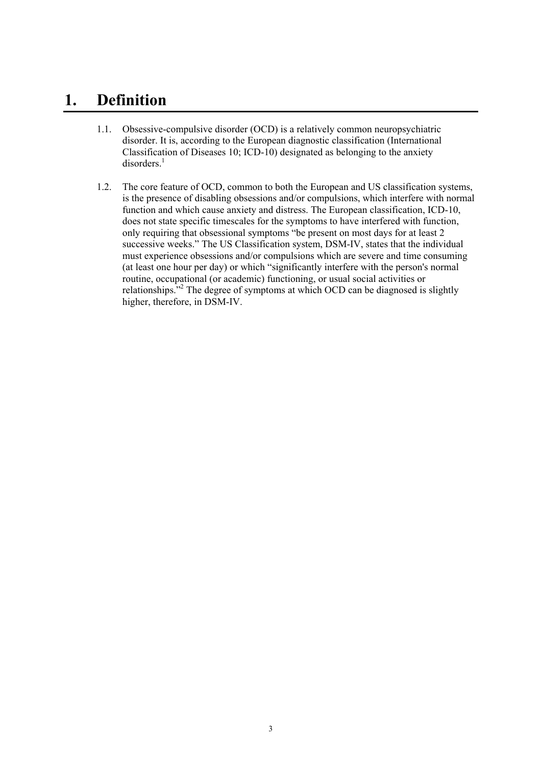# 1. Definition

1.1. Obsessive-compulsive disorder (OCD) is a relatively common neuropsychiatric disorder. It is, according to the European diagnostic classification (International Classification of Diseases 10; ICD-10) designated as belonging to the anxiety disorders.[1]

1.2. The core feature of OCD, common to both the European and US classification systems, is the presence of disabling obsessions and/or compulsions, which interfere with normal function and which cause anxiety and distress. The European classification, ICD-10, does not state specific timescales for the symptoms to have interfered with function, only requiring that obsessional symptoms "be present on most days for at least 2 successive weeks." The US Classification system, DSM-IV, states that the individual must experience obsessions and/or compulsions which are severe and time consuming (at least one hour per day) or which "significantly interfere with the person's normal routine, occupational (or academic) functioning, or usual social activities or relationships."[2] The degree of symptoms at which OCD can be diagnosed is slightly higher, therefore, in DSM-IV.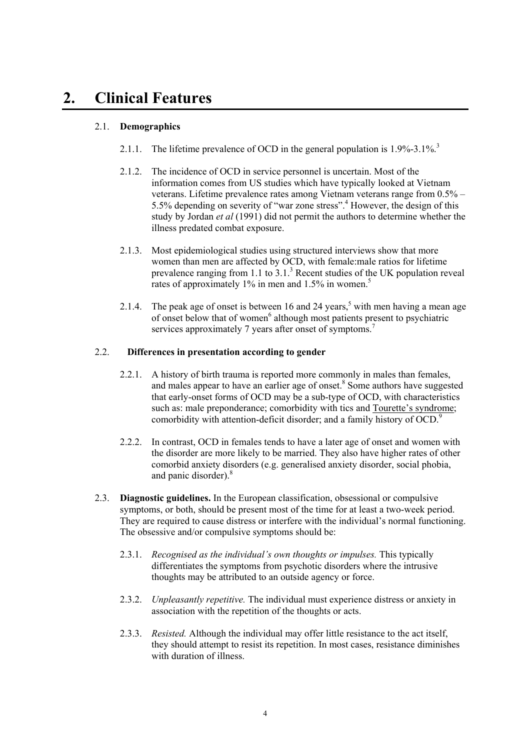# 2. Clinical Features

## 2.1. Demographics

2.1.1. The lifetime prevalence of OCD in the general population is 1.9%-3.1%.[3]

2.1.2. The incidence of OCD in service personnel is uncertain. Most of the information comes from US studies which have typically looked at Vietnam veterans. Lifetime prevalence rates among Vietnam veterans range from 0.5% – 5.5% depending on severity of "war zone stress".[4] However, the design of this study by Jordan *et al* (1991) did not permit the authors to determine whether the illness predated combat exposure.

2.1.3. Most epidemiological studies using structured interviews show that more women than men are affected by OCD, with female:male ratios for lifetime prevalence ranging from 1.1 to 3.1.[3] Recent studies of the UK population reveal rates of approximately 1% in men and 1.5% in women.[5]

2.1.4. The peak age of onset is between 16 and 24 years,[5] with men having a mean age of onset below that of women[6] although most patients present to psychiatric services approximately 7 years after onset of symptoms.[7]

## 2.2. Differences in presentation according to gender

2.2.1. A history of birth trauma is reported more commonly in males than females, and males appear to have an earlier age of onset.[8] Some authors have suggested that early-onset forms of OCD may be a sub-type of OCD, with characteristics such as: male preponderance; comorbidity with tics and Tourette's syndrome; comorbidity with attention-deficit disorder; and a family history of OCD.[9]

2.2.2. In contrast, OCD in females tends to have a later age of onset and women with the disorder are more likely to be married. They also have higher rates of other comorbid anxiety disorders (e.g. generalised anxiety disorder, social phobia, and panic disorder).[8]

2.3. **Diagnostic guidelines.** In the European classification, obsessional or compulsive symptoms, or both, should be present most of the time for at least a two-week period. They are required to cause distress or interfere with the individual's normal functioning. The obsessive and/or compulsive symptoms should be:

2.3.1. *Recognised as the individual's own thoughts or impulses.* This typically differentiates the symptoms from psychotic disorders where the intrusive thoughts may be attributed to an outside agency or force.

2.3.2. *Unpleasantly repetitive.* The individual must experience distress or anxiety in association with the repetition of the thoughts or acts.

2.3.3. *Resisted.* Although the individual may offer little resistance to the act itself, they should attempt to resist its repetition. In most cases, resistance diminishes with duration of illness.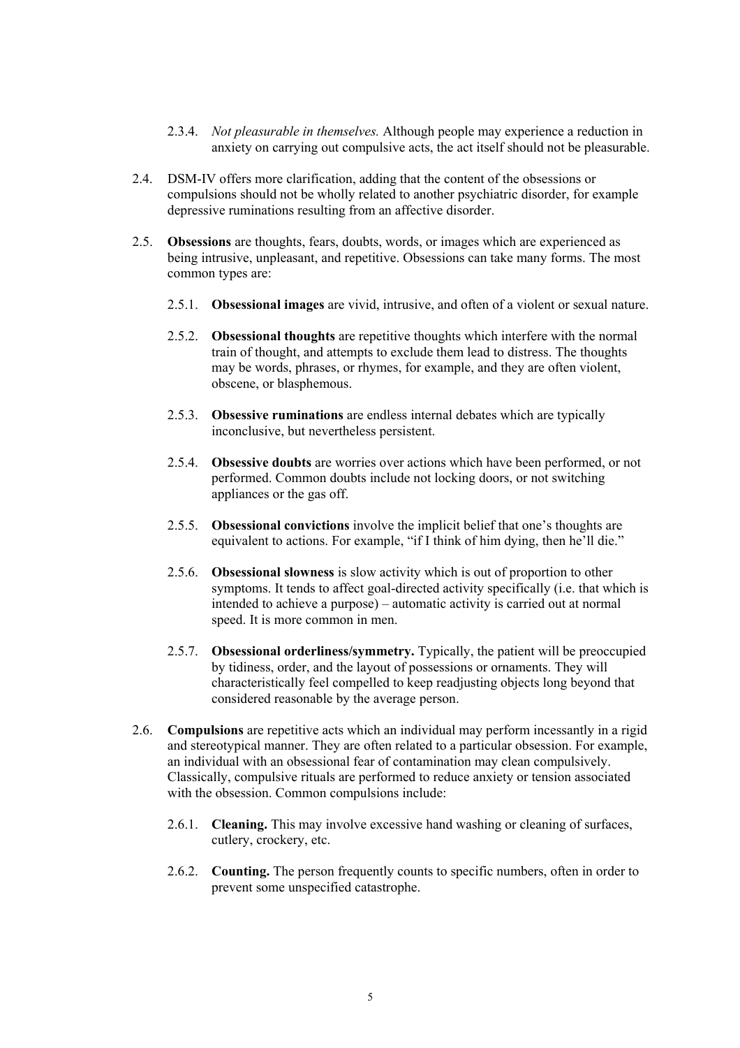2.3.4. *Not pleasurable in themselves.* Although people may experience a reduction in anxiety on carrying out compulsive acts, the act itself should not be pleasurable.

2.4. DSM-IV offers more clarification, adding that the content of the obsessions or compulsions should not be wholly related to another psychiatric disorder, for example depressive ruminations resulting from an affective disorder.

2.5. **Obsessions** are thoughts, fears, doubts, words, or images which are experienced as being intrusive, unpleasant, and repetitive. Obsessions can take many forms. The most common types are:

2.5.1. **Obsessional images** are vivid, intrusive, and often of a violent or sexual nature.

2.5.2. **Obsessional thoughts** are repetitive thoughts which interfere with the normal train of thought, and attempts to exclude them lead to distress. The thoughts may be words, phrases, or rhymes, for example, and they are often violent, obscene, or blasphemous.

2.5.3. **Obsessive ruminations** are endless internal debates which are typically inconclusive, but nevertheless persistent.

2.5.4. **Obsessive doubts** are worries over actions which have been performed, or not performed. Common doubts include not locking doors, or not switching appliances or the gas off.

2.5.5. **Obsessional convictions** involve the implicit belief that one's thoughts are equivalent to actions. For example, "if I think of him dying, then he'll die."

2.5.6. **Obsessional slowness** is slow activity which is out of proportion to other symptoms. It tends to affect goal-directed activity specifically (i.e. that which is intended to achieve a purpose) – automatic activity is carried out at normal speed. It is more common in men.

2.5.7. **Obsessional orderliness/symmetry.** Typically, the patient will be preoccupied by tidiness, order, and the layout of possessions or ornaments. They will characteristically feel compelled to keep readjusting objects long beyond that considered reasonable by the average person.

2.6. **Compulsions** are repetitive acts which an individual may perform incessantly in a rigid and stereotypical manner. They are often related to a particular obsession. For example, an individual with an obsessional fear of contamination may clean compulsively. Classically, compulsive rituals are performed to reduce anxiety or tension associated with the obsession. Common compulsions include:

2.6.1. **Cleaning.** This may involve excessive hand washing or cleaning of surfaces, cutlery, crockery, etc.

2.6.2. **Counting.** The person frequently counts to specific numbers, often in order to prevent some unspecified catastrophe.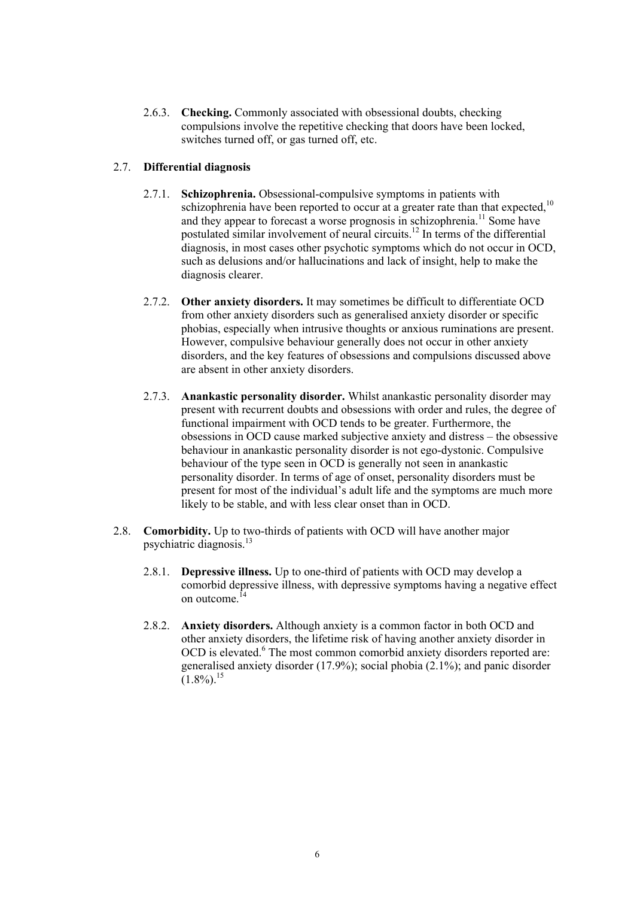2.6.3. **Checking.** Commonly associated with obsessional doubts, checking compulsions involve the repetitive checking that doors have been locked, switches turned off, or gas turned off, etc.

## 2.7. Differential diagnosis

2.7.1. **Schizophrenia.** Obsessional-compulsive symptoms in patients with schizophrenia have been reported to occur at a greater rate than that expected,[10] and they appear to forecast a worse prognosis in schizophrenia.[11] Some have postulated similar involvement of neural circuits.[12] In terms of the differential diagnosis, in most cases other psychotic symptoms which do not occur in OCD, such as delusions and/or hallucinations and lack of insight, help to make the diagnosis clearer.

2.7.2. **Other anxiety disorders.** It may sometimes be difficult to differentiate OCD from other anxiety disorders such as generalised anxiety disorder or specific phobias, especially when intrusive thoughts or anxious ruminations are present. However, compulsive behaviour generally does not occur in other anxiety disorders, and the key features of obsessions and compulsions discussed above are absent in other anxiety disorders.

2.7.3. **Anankastic personality disorder.** Whilst anankastic personality disorder may present with recurrent doubts and obsessions with order and rules, the degree of functional impairment with OCD tends to be greater. Furthermore, the obsessions in OCD cause marked subjective anxiety and distress – the obsessive behaviour in anankastic personality disorder is not ego-dystonic. Compulsive behaviour of the type seen in OCD is generally not seen in anankastic personality disorder. In terms of age of onset, personality disorders must be present for most of the individual's adult life and the symptoms are much more likely to be stable, and with less clear onset than in OCD.

2.8. **Comorbidity.** Up to two-thirds of patients with OCD will have another major psychiatric diagnosis.[13]

2.8.1. **Depressive illness.** Up to one-third of patients with OCD may develop a comorbid depressive illness, with depressive symptoms having a negative effect on outcome.[14]

2.8.2. **Anxiety disorders.** Although anxiety is a common factor in both OCD and other anxiety disorders, the lifetime risk of having another anxiety disorder in OCD is elevated.[6] The most common comorbid anxiety disorders reported are: generalised anxiety disorder (17.9%); social phobia (2.1%); and panic disorder (1.8%).[15]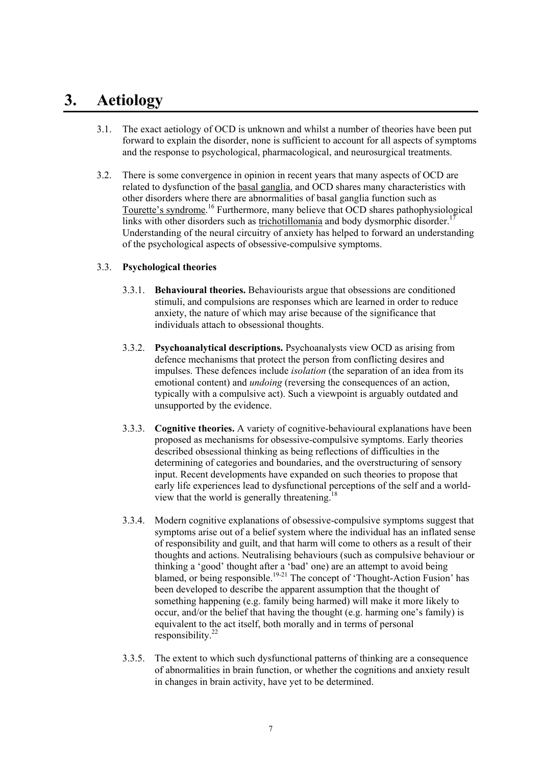# 3. Aetiology

3.1. The exact aetiology of OCD is unknown and whilst a number of theories have been put forward to explain the disorder, none is sufficient to account for all aspects of symptoms and the response to psychological, pharmacological, and neurosurgical treatments.

3.2. There is some convergence in opinion in recent years that many aspects of OCD are related to dysfunction of the basal ganglia, and OCD shares many characteristics with other disorders where there are abnormalities of basal ganglia function such as Tourette's syndrome.[16] Furthermore, many believe that OCD shares pathophysiological links with other disorders such as trichotillomania and body dysmorphic disorder.[17] Understanding of the neural circuitry of anxiety has helped to forward an understanding of the psychological aspects of obsessive-compulsive symptoms.

3.3. **Psychological theories**

3.3.1. **Behavioural theories.** Behaviourists argue that obsessions are conditioned stimuli, and compulsions are responses which are learned in order to reduce anxiety, the nature of which may arise because of the significance that individuals attach to obsessional thoughts.

3.3.2. **Psychoanalytical descriptions.** Psychoanalysts view OCD as arising from defence mechanisms that protect the person from conflicting desires and impulses. These defences include *isolation* (the separation of an idea from its emotional content) and *undoing* (reversing the consequences of an action, typically with a compulsive act). Such a viewpoint is arguably outdated and unsupported by the evidence.

3.3.3. **Cognitive theories.** A variety of cognitive-behavioural explanations have been proposed as mechanisms for obsessive-compulsive symptoms. Early theories described obsessional thinking as being reflections of difficulties in the determining of categories and boundaries, and the overstructuring of sensory input. Recent developments have expanded on such theories to propose that early life experiences lead to dysfunctional perceptions of the self and a world-view that the world is generally threatening.[18]

3.3.4. Modern cognitive explanations of obsessive-compulsive symptoms suggest that symptoms arise out of a belief system where the individual has an inflated sense of responsibility and guilt, and that harm will come to others as a result of their thoughts and actions. Neutralising behaviours (such as compulsive behaviour or thinking a 'good' thought after a 'bad' one) are an attempt to avoid being blamed, or being responsible.[19-21] The concept of 'Thought-Action Fusion' has been developed to describe the apparent assumption that the thought of something happening (e.g. family being harmed) will make it more likely to occur, and/or the belief that having the thought (e.g. harming one's family) is equivalent to the act itself, both morally and in terms of personal responsibility.[22]

3.3.5. The extent to which such dysfunctional patterns of thinking are a consequence of abnormalities in brain function, or whether the cognitions and anxiety result in changes in brain activity, have yet to be determined.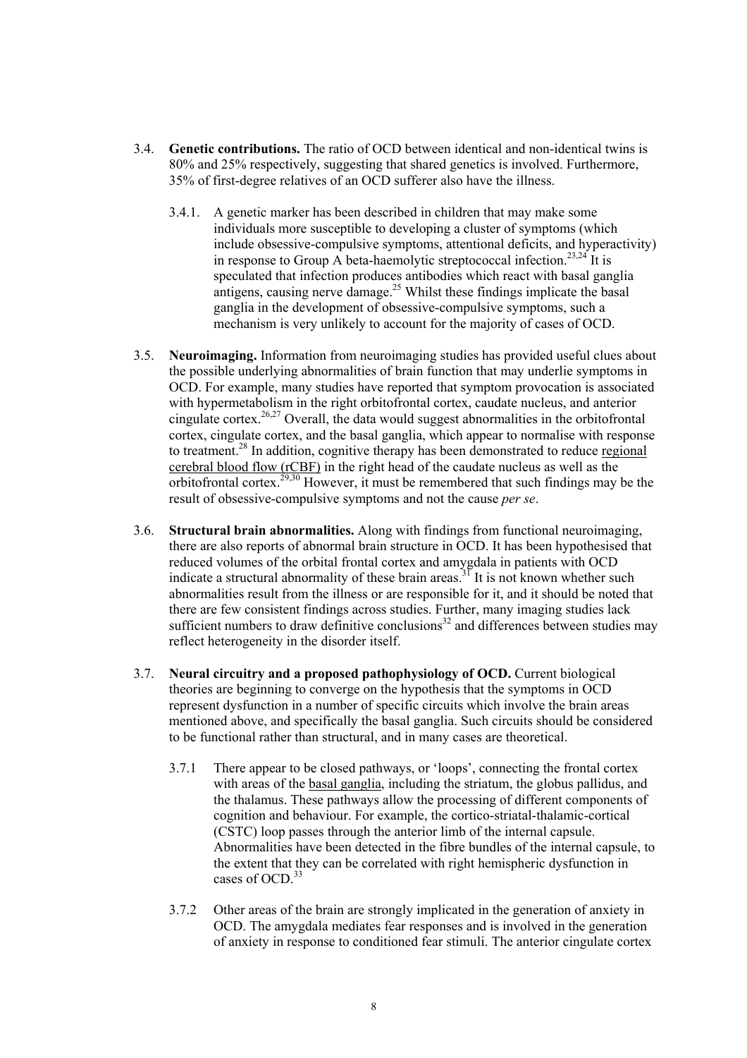3.4. **Genetic contributions.** The ratio of OCD between identical and non-identical twins is 80% and 25% respectively, suggesting that shared genetics is involved. Furthermore, 35% of first-degree relatives of an OCD sufferer also have the illness.

3.4.1. A genetic marker has been described in children that may make some individuals more susceptible to developing a cluster of symptoms (which include obsessive-compulsive symptoms, attentional deficits, and hyperactivity) in response to Group A beta-haemolytic streptococcal infection.[23,24] It is speculated that infection produces antibodies which react with basal ganglia antigens, causing nerve damage.[25] Whilst these findings implicate the basal ganglia in the development of obsessive-compulsive symptoms, such a mechanism is very unlikely to account for the majority of cases of OCD.

3.5. **Neuroimaging.** Information from neuroimaging studies has provided useful clues about the possible underlying abnormalities of brain function that may underlie symptoms in OCD. For example, many studies have reported that symptom provocation is associated with hypermetabolism in the right orbitofrontal cortex, caudate nucleus, and anterior cingulate cortex.[26,27] Overall, the data would suggest abnormalities in the orbitofrontal cortex, cingulate cortex, and the basal ganglia, which appear to normalise with response to treatment.[28] In addition, cognitive therapy has been demonstrated to reduce regional cerebral blood flow (rCBF) in the right head of the caudate nucleus as well as the orbitofrontal cortex.[29,30] However, it must be remembered that such findings may be the result of obsessive-compulsive symptoms and not the cause *per se*.

3.6. **Structural brain abnormalities.** Along with findings from functional neuroimaging, there are also reports of abnormal brain structure in OCD. It has been hypothesised that reduced volumes of the orbital frontal cortex and amygdala in patients with OCD indicate a structural abnormality of these brain areas.[31] It is not known whether such abnormalities result from the illness or are responsible for it, and it should be noted that there are few consistent findings across studies. Further, many imaging studies lack sufficient numbers to draw definitive conclusions[32] and differences between studies may reflect heterogeneity in the disorder itself.

3.7. **Neural circuitry and a proposed pathophysiology of OCD.** Current biological theories are beginning to converge on the hypothesis that the symptoms in OCD represent dysfunction in a number of specific circuits which involve the brain areas mentioned above, and specifically the basal ganglia. Such circuits should be considered to be functional rather than structural, and in many cases are theoretical.

3.7.1 There appear to be closed pathways, or 'loops', connecting the frontal cortex with areas of the basal ganglia, including the striatum, the globus pallidus, and the thalamus. These pathways allow the processing of different components of cognition and behaviour. For example, the cortico-striatal-thalamic-cortical (CSTC) loop passes through the anterior limb of the internal capsule. Abnormalities have been detected in the fibre bundles of the internal capsule, to the extent that they can be correlated with right hemispheric dysfunction in cases of OCD.[33]

3.7.2 Other areas of the brain are strongly implicated in the generation of anxiety in OCD. The amygdala mediates fear responses and is involved in the generation of anxiety in response to conditioned fear stimuli. The anterior cingulate cortex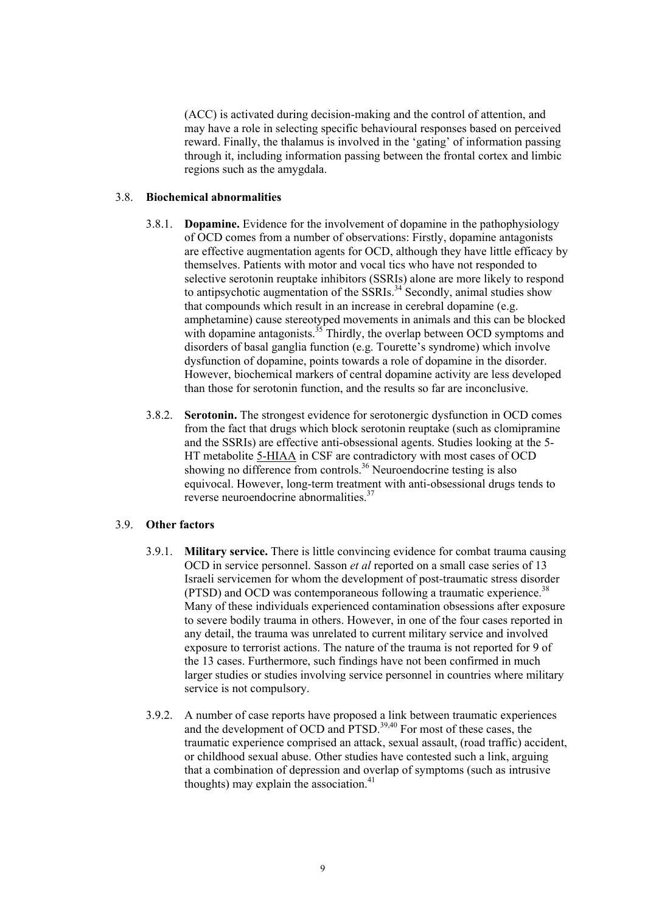(ACC) is activated during decision-making and the control of attention, and may have a role in selecting specific behavioural responses based on perceived reward. Finally, the thalamus is involved in the 'gating' of information passing through it, including information passing between the frontal cortex and limbic regions such as the amygdala.

### 3.8. Biochemical abnormalities

3.8.1. **Dopamine.** Evidence for the involvement of dopamine in the pathophysiology of OCD comes from a number of observations: Firstly, dopamine antagonists are effective augmentation agents for OCD, although they have little efficacy by themselves. Patients with motor and vocal tics who have not responded to selective serotonin reuptake inhibitors (SSRIs) alone are more likely to respond to antipsychotic augmentation of the SSRIs.[34] Secondly, animal studies show that compounds which result in an increase in cerebral dopamine (e.g. amphetamine) cause stereotyped movements in animals and this can be blocked with dopamine antagonists.[35] Thirdly, the overlap between OCD symptoms and disorders of basal ganglia function (e.g. Tourette's syndrome) which involve dysfunction of dopamine, points towards a role of dopamine in the disorder. However, biochemical markers of central dopamine activity are less developed than those for serotonin function, and the results so far are inconclusive.

3.8.2. **Serotonin.** The strongest evidence for serotonergic dysfunction in OCD comes from the fact that drugs which block serotonin reuptake (such as clomipramine and the SSRIs) are effective anti-obsessional agents. Studies looking at the 5-HT metabolite 5-HIAA in CSF are contradictory with most cases of OCD showing no difference from controls.[36] Neuroendocrine testing is also equivocal. However, long-term treatment with anti-obsessional drugs tends to reverse neuroendocrine abnormalities.[37]

### 3.9. Other factors

3.9.1. **Military service.** There is little convincing evidence for combat trauma causing OCD in service personnel. Sasson *et al* reported on a small case series of 13 Israeli servicemen for whom the development of post-traumatic stress disorder (PTSD) and OCD was contemporaneous following a traumatic experience.[38] Many of these individuals experienced contamination obsessions after exposure to severe bodily trauma in others. However, in one of the four cases reported in any detail, the trauma was unrelated to current military service and involved exposure to terrorist actions. The nature of the trauma is not reported for 9 of the 13 cases. Furthermore, such findings have not been confirmed in much larger studies or studies involving service personnel in countries where military service is not compulsory.

3.9.2. A number of case reports have proposed a link between traumatic experiences and the development of OCD and PTSD.[39,40] For most of these cases, the traumatic experience comprised an attack, sexual assault, (road traffic) accident, or childhood sexual abuse. Other studies have contested such a link, arguing that a combination of depression and overlap of symptoms (such as intrusive thoughts) may explain the association.[41]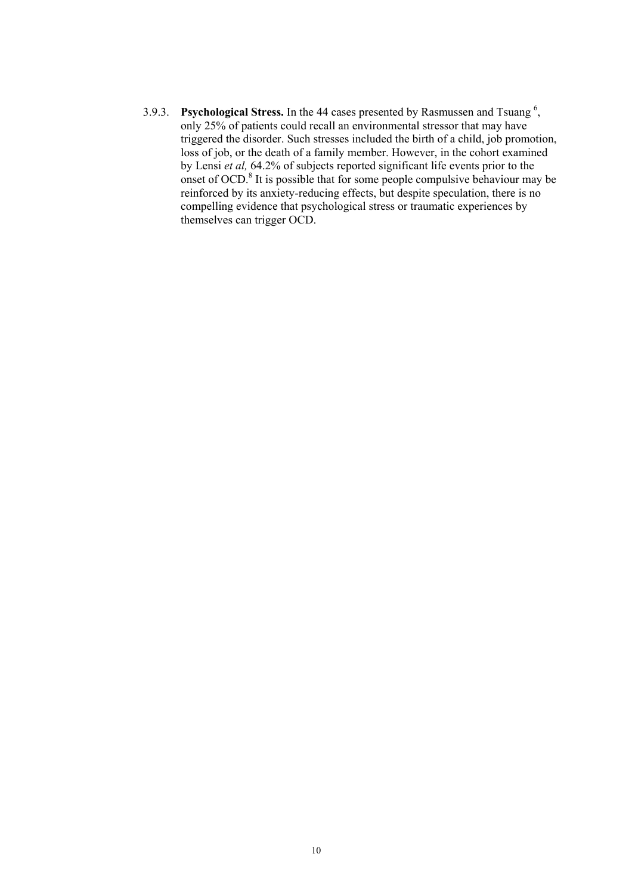3.9.3. **Psychological Stress.** In the 44 cases presented by Rasmussen and Tsuang [6], only 25% of patients could recall an environmental stressor that may have triggered the disorder. Such stresses included the birth of a child, job promotion, loss of job, or the death of a family member. However, in the cohort examined by Lensi *et al,* 64.2% of subjects reported significant life events prior to the onset of OCD.[8] It is possible that for some people compulsive behaviour may be reinforced by its anxiety-reducing effects, but despite speculation, there is no compelling evidence that psychological stress or traumatic experiences by themselves can trigger OCD.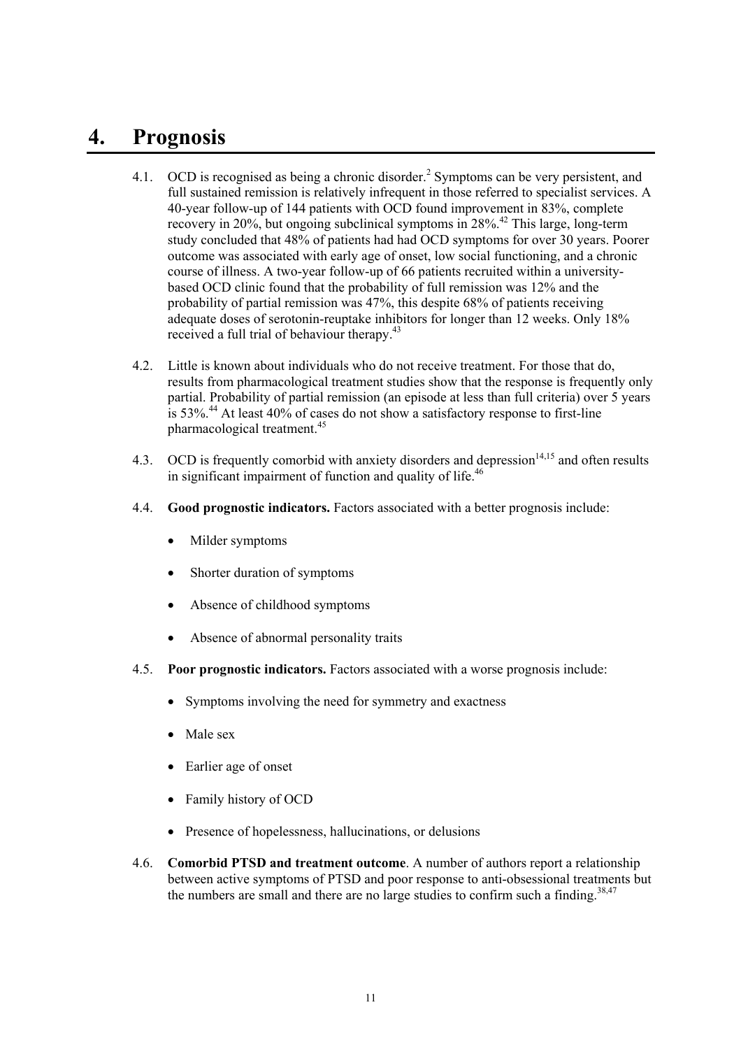# 4. Prognosis

4.1. OCD is recognised as being a chronic disorder.[2] Symptoms can be very persistent, and full sustained remission is relatively infrequent in those referred to specialist services. A 40-year follow-up of 144 patients with OCD found improvement in 83%, complete recovery in 20%, but ongoing subclinical symptoms in 28%.[42] This large, long-term study concluded that 48% of patients had had OCD symptoms for over 30 years. Poorer outcome was associated with early age of onset, low social functioning, and a chronic course of illness. A two-year follow-up of 66 patients recruited within a university-based OCD clinic found that the probability of full remission was 12% and the probability of partial remission was 47%, this despite 68% of patients receiving adequate doses of serotonin-reuptake inhibitors for longer than 12 weeks. Only 18% received a full trial of behaviour therapy.[43]

4.2. Little is known about individuals who do not receive treatment. For those that do, results from pharmacological treatment studies show that the response is frequently only partial. Probability of partial remission (an episode at less than full criteria) over 5 years is 53%.[44] At least 40% of cases do not show a satisfactory response to first-line pharmacological treatment.[45]

4.3. OCD is frequently comorbid with anxiety disorders and depression[14,15] and often results in significant impairment of function and quality of life.[46]

4.4. **Good prognostic indicators.** Factors associated with a better prognosis include:

- Milder symptoms
- Shorter duration of symptoms
- Absence of childhood symptoms
- Absence of abnormal personality traits

4.5. **Poor prognostic indicators.** Factors associated with a worse prognosis include:

- Symptoms involving the need for symmetry and exactness
- Male sex
- Earlier age of onset
- Family history of OCD
- Presence of hopelessness, hallucinations, or delusions

4.6. **Comorbid PTSD and treatment outcome**. A number of authors report a relationship between active symptoms of PTSD and poor response to anti-obsessional treatments but the numbers are small and there are no large studies to confirm such a finding.[38,47]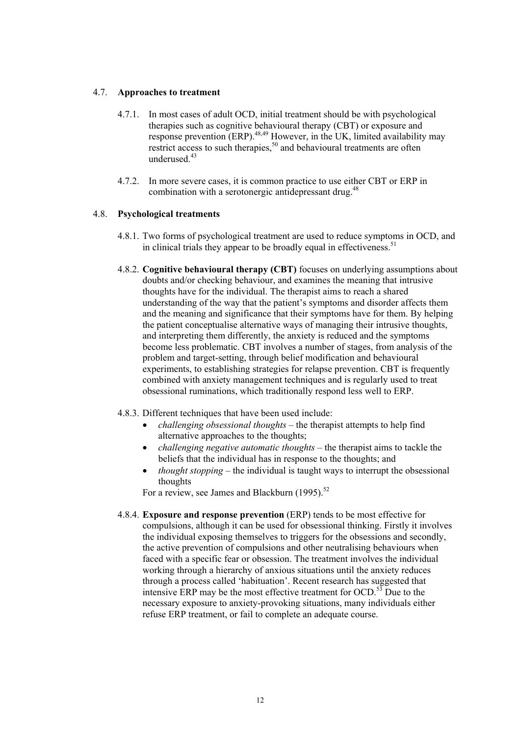### 4.7. **Approaches to treatment**

4.7.1. In most cases of adult OCD, initial treatment should be with psychological therapies such as cognitive behavioural therapy (CBT) or exposure and response prevention (ERP).[48,49] However, in the UK, limited availability may restrict access to such therapies,[50] and behavioural treatments are often underused.[43]

4.7.2. In more severe cases, it is common practice to use either CBT or ERP in combination with a serotonergic antidepressant drug.[48]

### 4.8. **Psychological treatments**

4.8.1. Two forms of psychological treatment are used to reduce symptoms in OCD, and in clinical trials they appear to be broadly equal in effectiveness.[51]

4.8.2. **Cognitive behavioural therapy (CBT)** focuses on underlying assumptions about doubts and/or checking behaviour, and examines the meaning that intrusive thoughts have for the individual. The therapist aims to reach a shared understanding of the way that the patient's symptoms and disorder affects them and the meaning and significance that their symptoms have for them. By helping the patient conceptualise alternative ways of managing their intrusive thoughts, and interpreting them differently, the anxiety is reduced and the symptoms become less problematic. CBT involves a number of stages, from analysis of the problem and target-setting, through belief modification and behavioural experiments, to establishing strategies for relapse prevention. CBT is frequently combined with anxiety management techniques and is regularly used to treat obsessional ruminations, which traditionally respond less well to ERP.

4.8.3. Different techniques that have been used include:

- *challenging obsessional thoughts* – the therapist attempts to help find alternative approaches to the thoughts;
- *challenging negative automatic thoughts* – the therapist aims to tackle the beliefs that the individual has in response to the thoughts; and
- *thought stopping* – the individual is taught ways to interrupt the obsessional thoughts

For a review, see James and Blackburn (1995).[52]

4.8.4. **Exposure and response prevention** (ERP) tends to be most effective for compulsions, although it can be used for obsessional thinking. Firstly it involves the individual exposing themselves to triggers for the obsessions and secondly, the active prevention of compulsions and other neutralising behaviours when faced with a specific fear or obsession. The treatment involves the individual working through a hierarchy of anxious situations until the anxiety reduces through a process called 'habituation'. Recent research has suggested that intensive ERP may be the most effective treatment for OCD.[53] Due to the necessary exposure to anxiety-provoking situations, many individuals either refuse ERP treatment, or fail to complete an adequate course.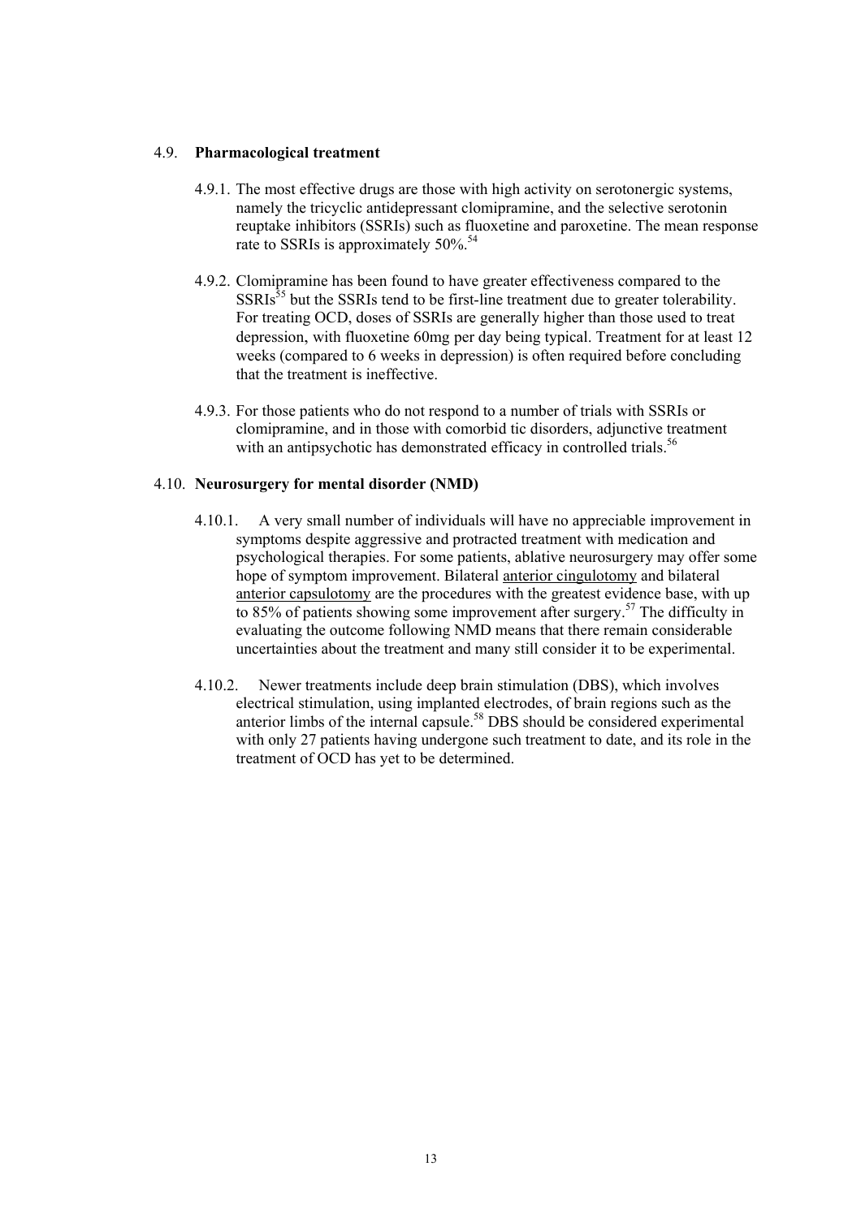### 4.9. **Pharmacological treatment**

4.9.1. The most effective drugs are those with high activity on serotonergic systems, namely the tricyclic antidepressant clomipramine, and the selective serotonin reuptake inhibitors (SSRIs) such as fluoxetine and paroxetine. The mean response rate to SSRIs is approximately 50%.[54]

4.9.2. Clomipramine has been found to have greater effectiveness compared to the SSRIs[55] but the SSRIs tend to be first-line treatment due to greater tolerability. For treating OCD, doses of SSRIs are generally higher than those used to treat depression, with fluoxetine 60mg per day being typical. Treatment for at least 12 weeks (compared to 6 weeks in depression) is often required before concluding that the treatment is ineffective.

4.9.3. For those patients who do not respond to a number of trials with SSRIs or clomipramine, and in those with comorbid tic disorders, adjunctive treatment with an antipsychotic has demonstrated efficacy in controlled trials.[56]

### 4.10. **Neurosurgery for mental disorder (NMD)**

4.10.1. A very small number of individuals will have no appreciable improvement in symptoms despite aggressive and protracted treatment with medication and psychological therapies. For some patients, ablative neurosurgery may offer some hope of symptom improvement. Bilateral anterior cingulotomy and bilateral anterior capsulotomy are the procedures with the greatest evidence base, with up to 85% of patients showing some improvement after surgery.[57] The difficulty in evaluating the outcome following NMD means that there remain considerable uncertainties about the treatment and many still consider it to be experimental.

4.10.2. Newer treatments include deep brain stimulation (DBS), which involves electrical stimulation, using implanted electrodes, of brain regions such as the anterior limbs of the internal capsule.[58] DBS should be considered experimental with only 27 patients having undergone such treatment to date, and its role in the treatment of OCD has yet to be determined.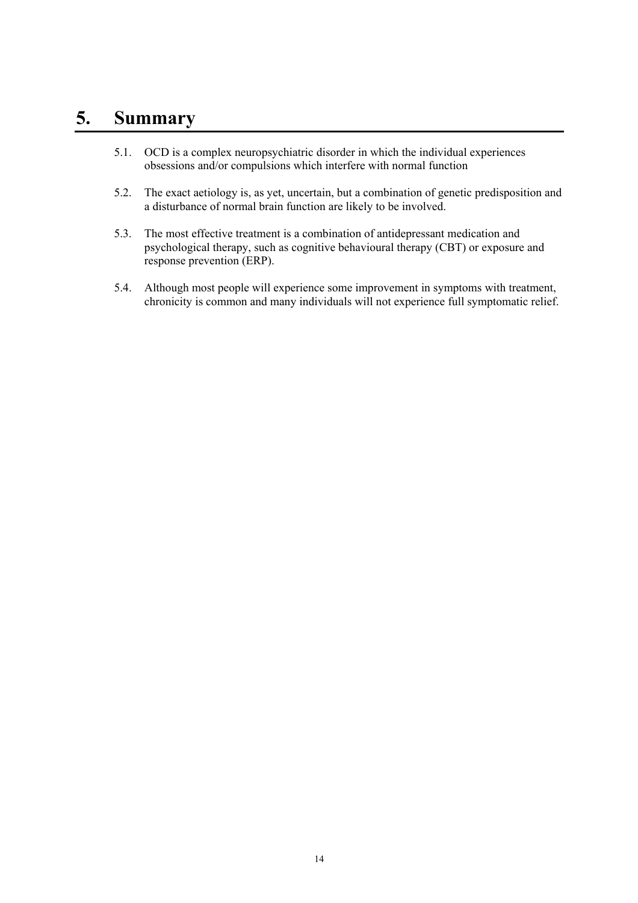# 5. Summary

5.1. OCD is a complex neuropsychiatric disorder in which the individual experiences obsessions and/or compulsions which interfere with normal function

5.2. The exact aetiology is, as yet, uncertain, but a combination of genetic predisposition and a disturbance of normal brain function are likely to be involved.

5.3. The most effective treatment is a combination of antidepressant medication and psychological therapy, such as cognitive behavioural therapy (CBT) or exposure and response prevention (ERP).

5.4. Although most people will experience some improvement in symptoms with treatment, chronicity is common and many individuals will not experience full symptomatic relief.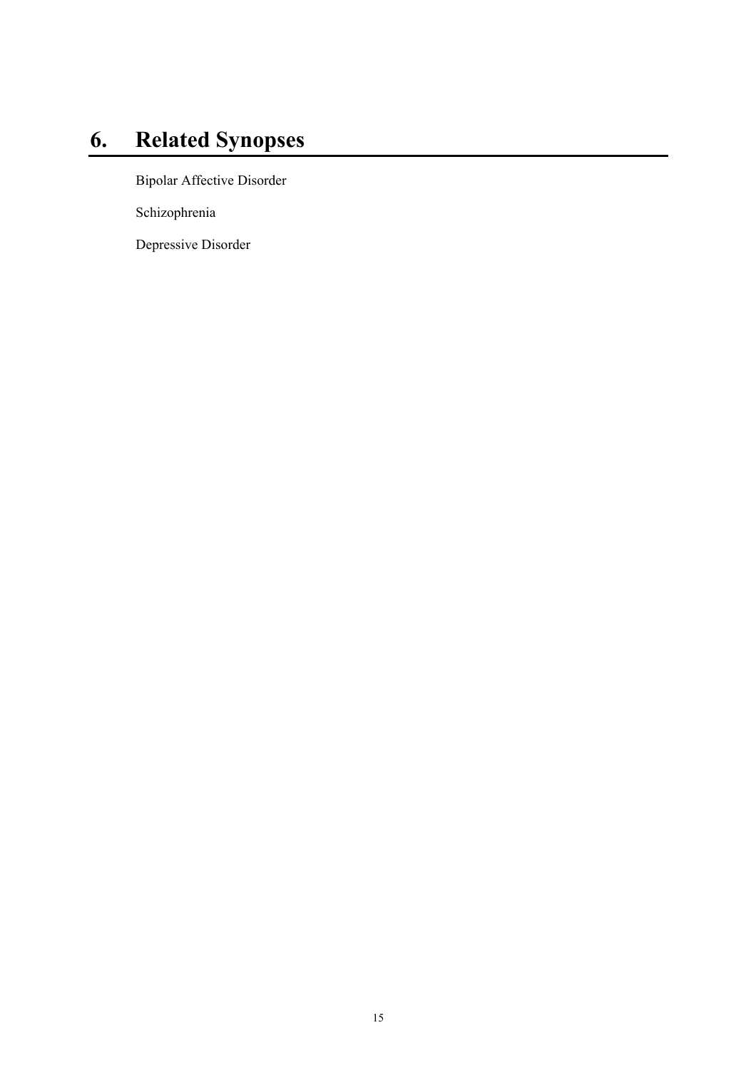# 6. Related Synopses

Bipolar Affective Disorder

Schizophrenia

Depressive Disorder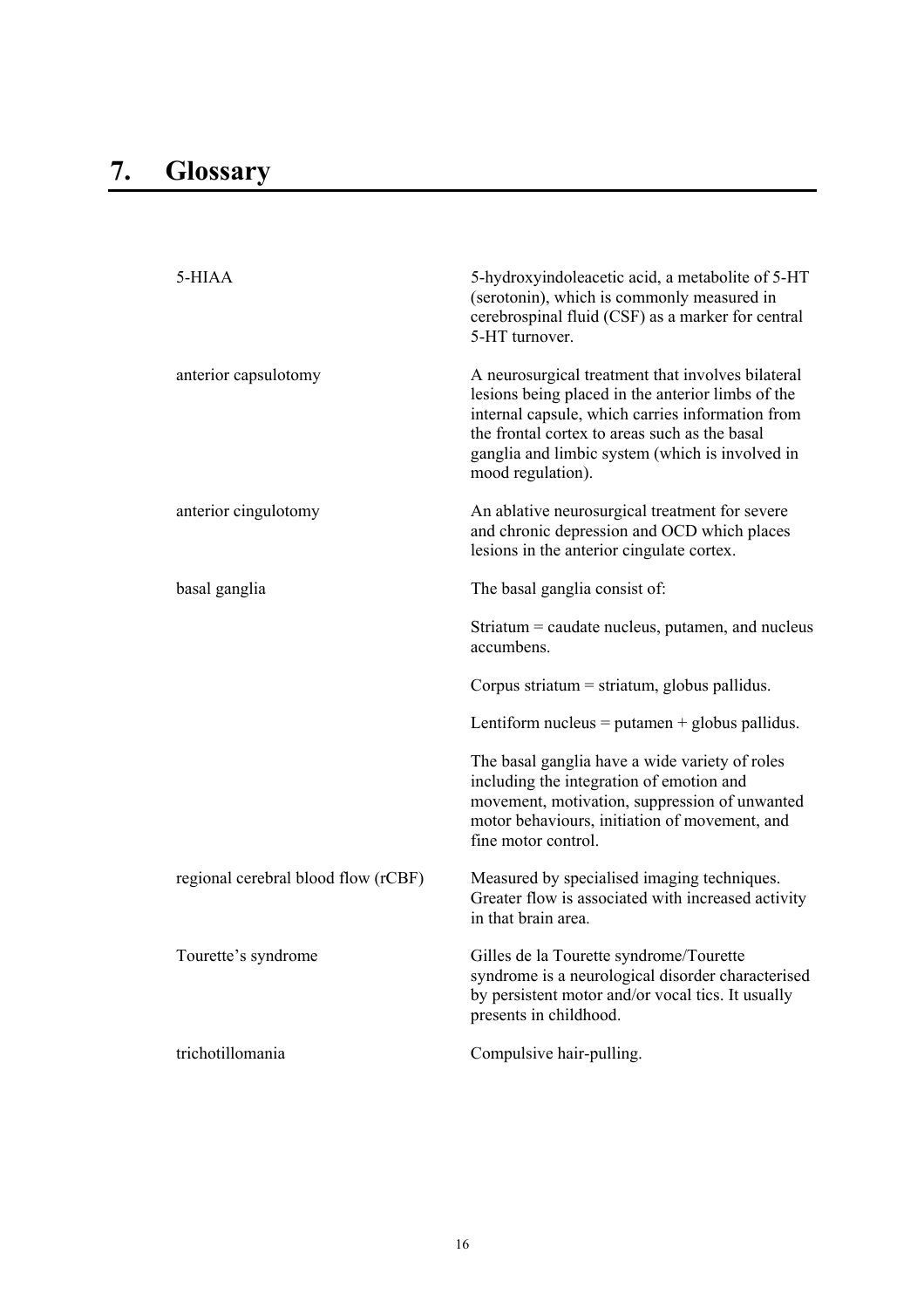# 7. Glossary

| | |
|---|---|
| 5-HIAA | 5-hydroxyindoleacetic acid, a metabolite of 5-HT (serotonin), which is commonly measured in cerebrospinal fluid (CSF) as a marker for central 5-HT turnover. |
| anterior capsulotomy | A neurosurgical treatment that involves bilateral lesions being placed in the anterior limbs of the internal capsule, which carries information from the frontal cortex to areas such as the basal ganglia and limbic system (which is involved in mood regulation). |
| anterior cingulotomy | An ablative neurosurgical treatment for severe and chronic depression and OCD which places lesions in the anterior cingulate cortex. |
| basal ganglia | The basal ganglia consist of:<br><br>Striatum = caudate nucleus, putamen, and nucleus accumbens.<br><br>Corpus striatum = striatum, globus pallidus.<br><br>Lentiform nucleus = putamen + globus pallidus.<br><br>The basal ganglia have a wide variety of roles including the integration of emotion and movement, motivation, suppression of unwanted motor behaviours, initiation of movement, and fine motor control. |
| regional cerebral blood flow (rCBF) | Measured by specialised imaging techniques. Greater flow is associated with increased activity in that brain area. |
| Tourette's syndrome | Gilles de la Tourette syndrome/Tourette syndrome is a neurological disorder characterised by persistent motor and/or vocal tics. It usually presents in childhood. |
| trichotillomania | Compulsive hair-pulling. |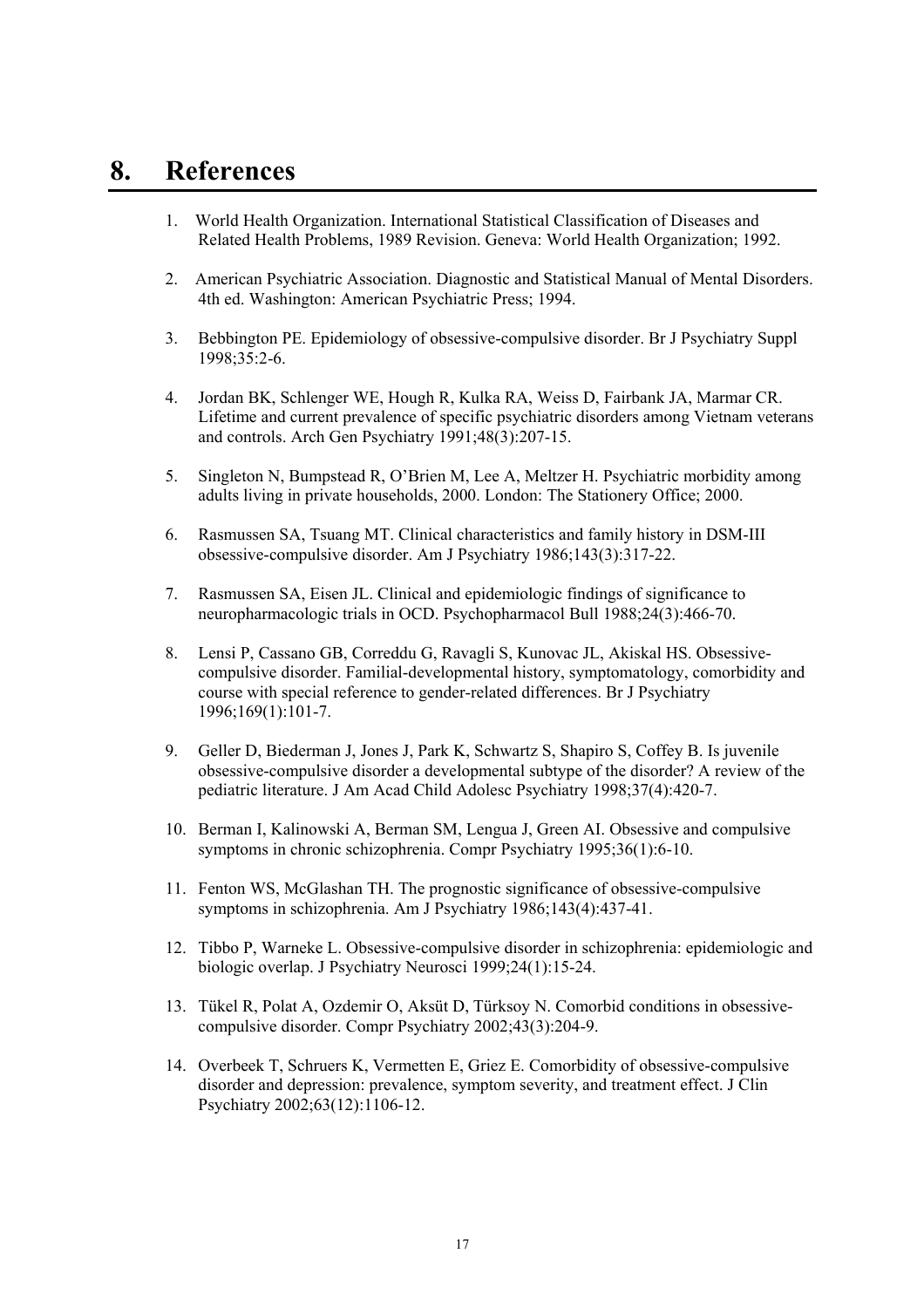# 8. References

1. World Health Organization. International Statistical Classification of Diseases and Related Health Problems, 1989 Revision. Geneva: World Health Organization; 1992.

2. American Psychiatric Association. Diagnostic and Statistical Manual of Mental Disorders. 4th ed. Washington: American Psychiatric Press; 1994.

3. Bebbington PE. Epidemiology of obsessive-compulsive disorder. Br J Psychiatry Suppl 1998;35:2-6.

4. Jordan BK, Schlenger WE, Hough R, Kulka RA, Weiss D, Fairbank JA, Marmar CR. Lifetime and current prevalence of specific psychiatric disorders among Vietnam veterans and controls. Arch Gen Psychiatry 1991;48(3):207-15.

5. Singleton N, Bumpstead R, O'Brien M, Lee A, Meltzer H. Psychiatric morbidity among adults living in private households, 2000. London: The Stationery Office; 2000.

6. Rasmussen SA, Tsuang MT. Clinical characteristics and family history in DSM-III obsessive-compulsive disorder. Am J Psychiatry 1986;143(3):317-22.

7. Rasmussen SA, Eisen JL. Clinical and epidemiologic findings of significance to neuropharmacologic trials in OCD. Psychopharmacol Bull 1988;24(3):466-70.

8. Lensi P, Cassano GB, Correddu G, Ravagli S, Kunovac JL, Akiskal HS. Obsessive-compulsive disorder. Familial-developmental history, symptomatology, comorbidity and course with special reference to gender-related differences. Br J Psychiatry 1996;169(1):101-7.

9. Geller D, Biederman J, Jones J, Park K, Schwartz S, Shapiro S, Coffey B. Is juvenile obsessive-compulsive disorder a developmental subtype of the disorder? A review of the pediatric literature. J Am Acad Child Adolesc Psychiatry 1998;37(4):420-7.

10. Berman I, Kalinowski A, Berman SM, Lengua J, Green AI. Obsessive and compulsive symptoms in chronic schizophrenia. Compr Psychiatry 1995;36(1):6-10.

11. Fenton WS, McGlashan TH. The prognostic significance of obsessive-compulsive symptoms in schizophrenia. Am J Psychiatry 1986;143(4):437-41.

12. Tibbo P, Warneke L. Obsessive-compulsive disorder in schizophrenia: epidemiologic and biologic overlap. J Psychiatry Neurosci 1999;24(1):15-24.

13. Tükel R, Polat A, Ozdemir O, Aksüt D, Türksoy N. Comorbid conditions in obsessive-compulsive disorder. Compr Psychiatry 2002;43(3):204-9.

14. Overbeek T, Schruers K, Vermetten E, Griez E. Comorbidity of obsessive-compulsive disorder and depression: prevalence, symptom severity, and treatment effect. J Clin Psychiatry 2002;63(12):1106-12.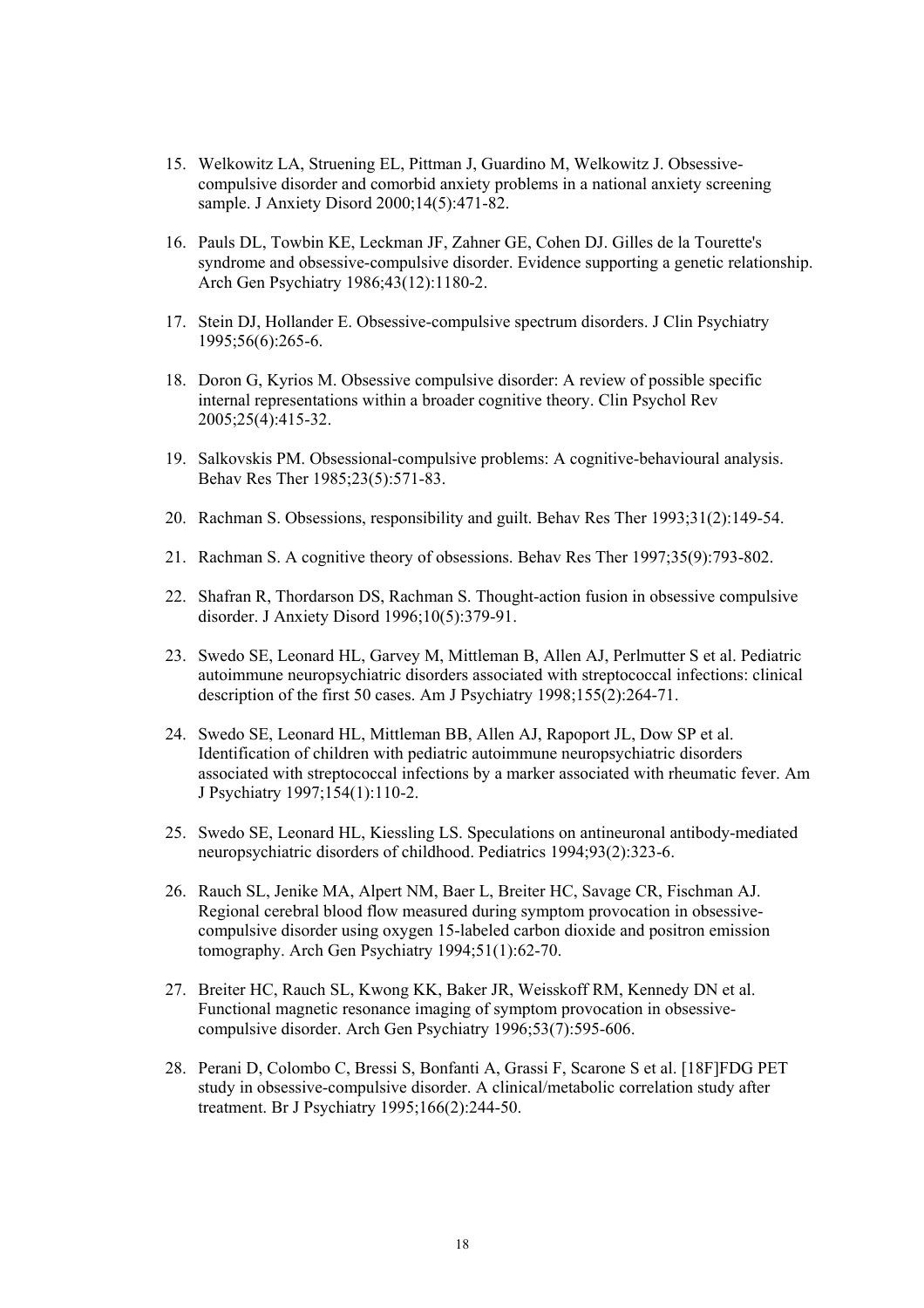15. Welkowitz LA, Struening EL, Pittman J, Guardino M, Welkowitz J. Obsessive-compulsive disorder and comorbid anxiety problems in a national anxiety screening sample. J Anxiety Disord 2000;14(5):471-82.

16. Pauls DL, Towbin KE, Leckman JF, Zahner GE, Cohen DJ. Gilles de la Tourette's syndrome and obsessive-compulsive disorder. Evidence supporting a genetic relationship. Arch Gen Psychiatry 1986;43(12):1180-2.

17. Stein DJ, Hollander E. Obsessive-compulsive spectrum disorders. J Clin Psychiatry 1995;56(6):265-6.

18. Doron G, Kyrios M. Obsessive compulsive disorder: A review of possible specific internal representations within a broader cognitive theory. Clin Psychol Rev 2005;25(4):415-32.

19. Salkovskis PM. Obsessional-compulsive problems: A cognitive-behavioural analysis. Behav Res Ther 1985;23(5):571-83.

20. Rachman S. Obsessions, responsibility and guilt. Behav Res Ther 1993;31(2):149-54.

21. Rachman S. A cognitive theory of obsessions. Behav Res Ther 1997;35(9):793-802.

22. Shafran R, Thordarson DS, Rachman S. Thought-action fusion in obsessive compulsive disorder. J Anxiety Disord 1996;10(5):379-91.

23. Swedo SE, Leonard HL, Garvey M, Mittleman B, Allen AJ, Perlmutter S et al. Pediatric autoimmune neuropsychiatric disorders associated with streptococcal infections: clinical description of the first 50 cases. Am J Psychiatry 1998;155(2):264-71.

24. Swedo SE, Leonard HL, Mittleman BB, Allen AJ, Rapoport JL, Dow SP et al. Identification of children with pediatric autoimmune neuropsychiatric disorders associated with streptococcal infections by a marker associated with rheumatic fever. Am J Psychiatry 1997;154(1):110-2.

25. Swedo SE, Leonard HL, Kiessling LS. Speculations on antineuronal antibody-mediated neuropsychiatric disorders of childhood. Pediatrics 1994;93(2):323-6.

26. Rauch SL, Jenike MA, Alpert NM, Baer L, Breiter HC, Savage CR, Fischman AJ. Regional cerebral blood flow measured during symptom provocation in obsessive-compulsive disorder using oxygen 15-labeled carbon dioxide and positron emission tomography. Arch Gen Psychiatry 1994;51(1):62-70.

27. Breiter HC, Rauch SL, Kwong KK, Baker JR, Weisskoff RM, Kennedy DN et al. Functional magnetic resonance imaging of symptom provocation in obsessive-compulsive disorder. Arch Gen Psychiatry 1996;53(7):595-606.

28. Perani D, Colombo C, Bressi S, Bonfanti A, Grassi F, Scarone S et al. [18F]FDG PET study in obsessive-compulsive disorder. A clinical/metabolic correlation study after treatment. Br J Psychiatry 1995;166(2):244-50.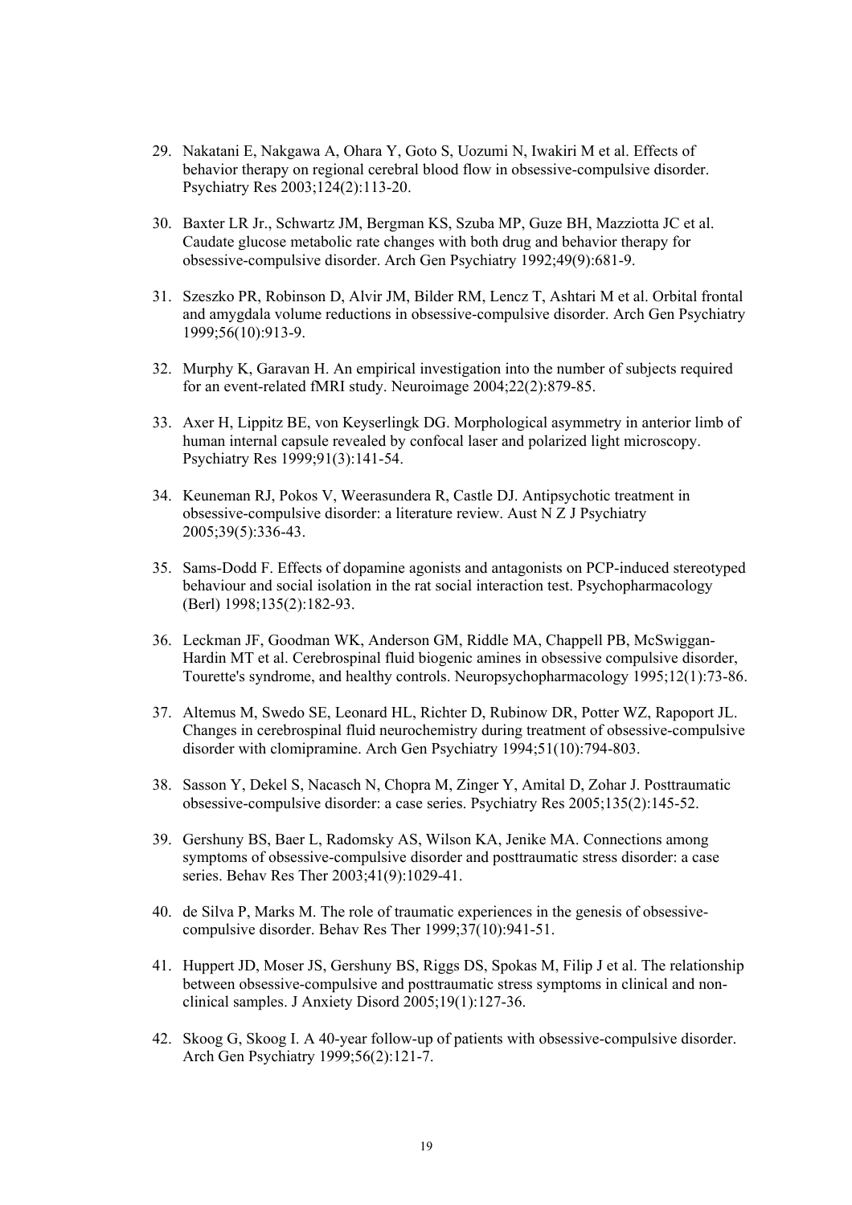29. Nakatani E, Nakgawa A, Ohara Y, Goto S, Uozumi N, Iwakiri M et al. Effects of behavior therapy on regional cerebral blood flow in obsessive-compulsive disorder. Psychiatry Res 2003;124(2):113-20.

30. Baxter LR Jr., Schwartz JM, Bergman KS, Szuba MP, Guze BH, Mazziotta JC et al. Caudate glucose metabolic rate changes with both drug and behavior therapy for obsessive-compulsive disorder. Arch Gen Psychiatry 1992;49(9):681-9.

31. Szeszko PR, Robinson D, Alvir JM, Bilder RM, Lencz T, Ashtari M et al. Orbital frontal and amygdala volume reductions in obsessive-compulsive disorder. Arch Gen Psychiatry 1999;56(10):913-9.

32. Murphy K, Garavan H. An empirical investigation into the number of subjects required for an event-related fMRI study. Neuroimage 2004;22(2):879-85.

33. Axer H, Lippitz BE, von Keyserlingk DG. Morphological asymmetry in anterior limb of human internal capsule revealed by confocal laser and polarized light microscopy. Psychiatry Res 1999;91(3):141-54.

34. Keuneman RJ, Pokos V, Weerasundera R, Castle DJ. Antipsychotic treatment in obsessive-compulsive disorder: a literature review. Aust N Z J Psychiatry 2005;39(5):336-43.

35. Sams-Dodd F. Effects of dopamine agonists and antagonists on PCP-induced stereotyped behaviour and social isolation in the rat social interaction test. Psychopharmacology (Berl) 1998;135(2):182-93.

36. Leckman JF, Goodman WK, Anderson GM, Riddle MA, Chappell PB, McSwiggan-Hardin MT et al. Cerebrospinal fluid biogenic amines in obsessive compulsive disorder, Tourette's syndrome, and healthy controls. Neuropsychopharmacology 1995;12(1):73-86.

37. Altemus M, Swedo SE, Leonard HL, Richter D, Rubinow DR, Potter WZ, Rapoport JL. Changes in cerebrospinal fluid neurochemistry during treatment of obsessive-compulsive disorder with clomipramine. Arch Gen Psychiatry 1994;51(10):794-803.

38. Sasson Y, Dekel S, Nacasch N, Chopra M, Zinger Y, Amital D, Zohar J. Posttraumatic obsessive-compulsive disorder: a case series. Psychiatry Res 2005;135(2):145-52.

39. Gershuny BS, Baer L, Radomsky AS, Wilson KA, Jenike MA. Connections among symptoms of obsessive-compulsive disorder and posttraumatic stress disorder: a case series. Behav Res Ther 2003;41(9):1029-41.

40. de Silva P, Marks M. The role of traumatic experiences in the genesis of obsessive-compulsive disorder. Behav Res Ther 1999;37(10):941-51.

41. Huppert JD, Moser JS, Gershuny BS, Riggs DS, Spokas M, Filip J et al. The relationship between obsessive-compulsive and posttraumatic stress symptoms in clinical and non-clinical samples. J Anxiety Disord 2005;19(1):127-36.

42. Skoog G, Skoog I. A 40-year follow-up of patients with obsessive-compulsive disorder. Arch Gen Psychiatry 1999;56(2):121-7.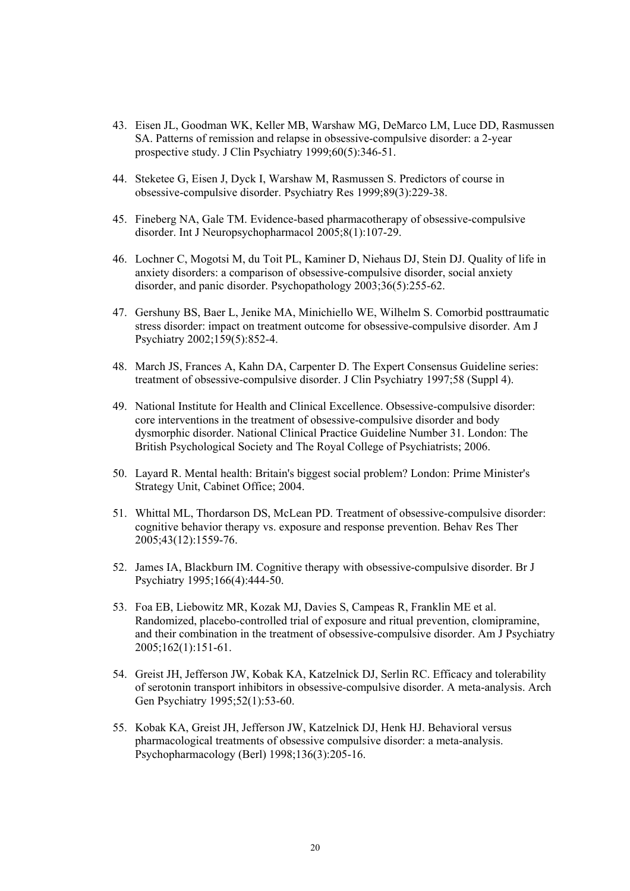43. Eisen JL, Goodman WK, Keller MB, Warshaw MG, DeMarco LM, Luce DD, Rasmussen SA. Patterns of remission and relapse in obsessive-compulsive disorder: a 2-year prospective study. J Clin Psychiatry 1999;60(5):346-51.

44. Steketee G, Eisen J, Dyck I, Warshaw M, Rasmussen S. Predictors of course in obsessive-compulsive disorder. Psychiatry Res 1999;89(3):229-38.

45. Fineberg NA, Gale TM. Evidence-based pharmacotherapy of obsessive-compulsive disorder. Int J Neuropsychopharmacol 2005;8(1):107-29.

46. Lochner C, Mogotsi M, du Toit PL, Kaminer D, Niehaus DJ, Stein DJ. Quality of life in anxiety disorders: a comparison of obsessive-compulsive disorder, social anxiety disorder, and panic disorder. Psychopathology 2003;36(5):255-62.

47. Gershuny BS, Baer L, Jenike MA, Minichiello WE, Wilhelm S. Comorbid posttraumatic stress disorder: impact on treatment outcome for obsessive-compulsive disorder. Am J Psychiatry 2002;159(5):852-4.

48. March JS, Frances A, Kahn DA, Carpenter D. The Expert Consensus Guideline series: treatment of obsessive-compulsive disorder. J Clin Psychiatry 1997;58 (Suppl 4).

49. National Institute for Health and Clinical Excellence. Obsessive-compulsive disorder: core interventions in the treatment of obsessive-compulsive disorder and body dysmorphic disorder. National Clinical Practice Guideline Number 31. London: The British Psychological Society and The Royal College of Psychiatrists; 2006.

50. Layard R. Mental health: Britain's biggest social problem? London: Prime Minister's Strategy Unit, Cabinet Office; 2004.

51. Whittal ML, Thordarson DS, McLean PD. Treatment of obsessive-compulsive disorder: cognitive behavior therapy vs. exposure and response prevention. Behav Res Ther 2005;43(12):1559-76.

52. James IA, Blackburn IM. Cognitive therapy with obsessive-compulsive disorder. Br J Psychiatry 1995;166(4):444-50.

53. Foa EB, Liebowitz MR, Kozak MJ, Davies S, Campeas R, Franklin ME et al. Randomized, placebo-controlled trial of exposure and ritual prevention, clomipramine, and their combination in the treatment of obsessive-compulsive disorder. Am J Psychiatry 2005;162(1):151-61.

54. Greist JH, Jefferson JW, Kobak KA, Katzelnick DJ, Serlin RC. Efficacy and tolerability of serotonin transport inhibitors in obsessive-compulsive disorder. A meta-analysis. Arch Gen Psychiatry 1995;52(1):53-60.

55. Kobak KA, Greist JH, Jefferson JW, Katzelnick DJ, Henk HJ. Behavioral versus pharmacological treatments of obsessive compulsive disorder: a meta-analysis. Psychopharmacology (Berl) 1998;136(3):205-16.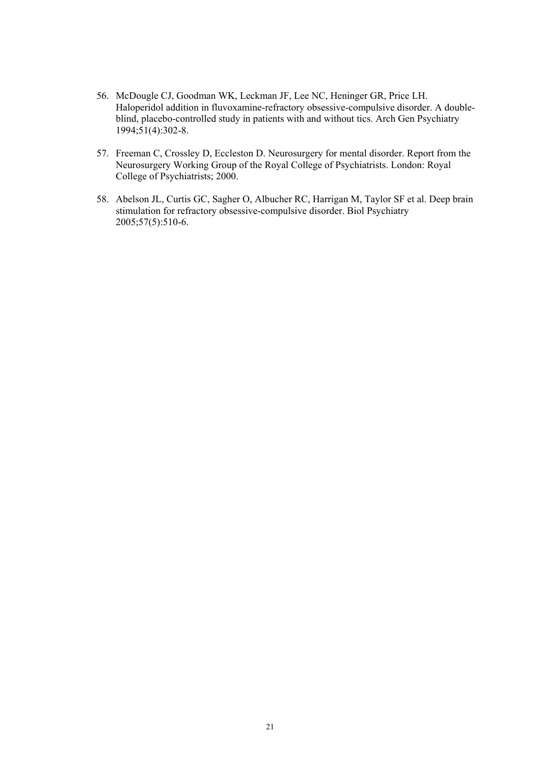56. McDougle CJ, Goodman WK, Leckman JF, Lee NC, Heninger GR, Price LH. Haloperidol addition in fluvoxamine-refractory obsessive-compulsive disorder. A double-blind, placebo-controlled study in patients with and without tics. Arch Gen Psychiatry 1994;51(4):302-8.

57. Freeman C, Crossley D, Eccleston D. Neurosurgery for mental disorder. Report from the Neurosurgery Working Group of the Royal College of Psychiatrists. London: Royal College of Psychiatrists; 2000.

58. Abelson JL, Curtis GC, Sagher O, Albucher RC, Harrigan M, Taylor SF et al. Deep brain stimulation for refractory obsessive-compulsive disorder. Biol Psychiatry 2005;57(5):510-6.